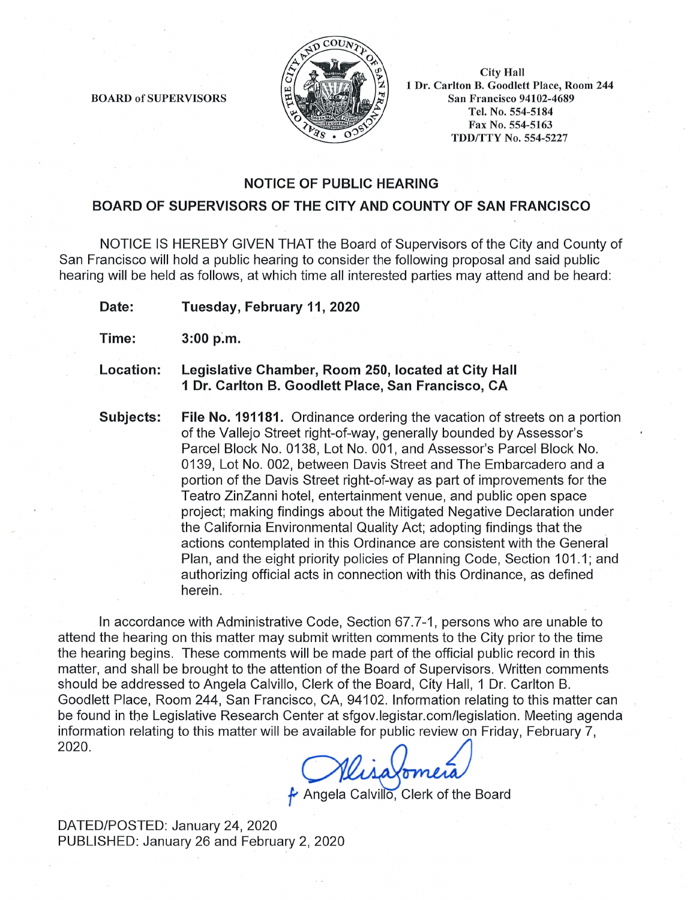BOARD of SUPERVISORS

City Hall
1 Dr. Carlton B. Goodlett Place, Room 244
San Francisco 94102-4689
Tel. No. 554-5184
Fax No. 554-5163
TDD/TTY No. 554-5227

## NOTICE OF PUBLIC HEARING

## BOARD OF SUPERVISORS OF THE CITY AND COUNTY OF SAN FRANCISCO

NOTICE IS HEREBY GIVEN THAT the Board of Supervisors of the City and County of San Francisco will hold a public hearing to consider the following proposal and said public hearing will be held as follows, at which time all interested parties may attend and be heard:

**Date:** **Tuesday, February 11, 2020**

**Time:** **3:00 p.m.**

**Location:** **Legislative Chamber, Room 250, located at City Hall 1 Dr. Carlton B. Goodlett Place, San Francisco, CA**

**Subjects:** **File No. 191181.** Ordinance ordering the vacation of streets on a portion of the Vallejo Street right-of-way, generally bounded by Assessor's Parcel Block No. 0138, Lot No. 001, and Assessor's Parcel Block No. 0139, Lot No. 002, between Davis Street and The Embarcadero and a portion of the Davis Street right-of-way as part of improvements for the Teatro ZinZanni hotel, entertainment venue, and public open space project; making findings about the Mitigated Negative Declaration under the California Environmental Quality Act; adopting findings that the actions contemplated in this Ordinance are consistent with the General Plan, and the eight priority policies of Planning Code, Section 101.1; and authorizing official acts in connection with this Ordinance, as defined herein.

In accordance with Administrative Code, Section 67.7-1, persons who are unable to attend the hearing on this matter may submit written comments to the City prior to the time the hearing begins. These comments will be made part of the official public record in this matter, and shall be brought to the attention of the Board of Supervisors. Written comments should be addressed to Angela Calvillo, Clerk of the Board, City Hall, 1 Dr. Carlton B. Goodlett Place, Room 244, San Francisco, CA, 94102. Information relating to this matter can be found in the Legislative Research Center at sfgov.legistar.com/legislation. Meeting agenda information relating to this matter will be available for public review on Friday, February 7, 2020.

f Angela Calvillo, Clerk of the Board

DATED/POSTED: January 24, 2020
PUBLISHED: January 26 and February 2, 2020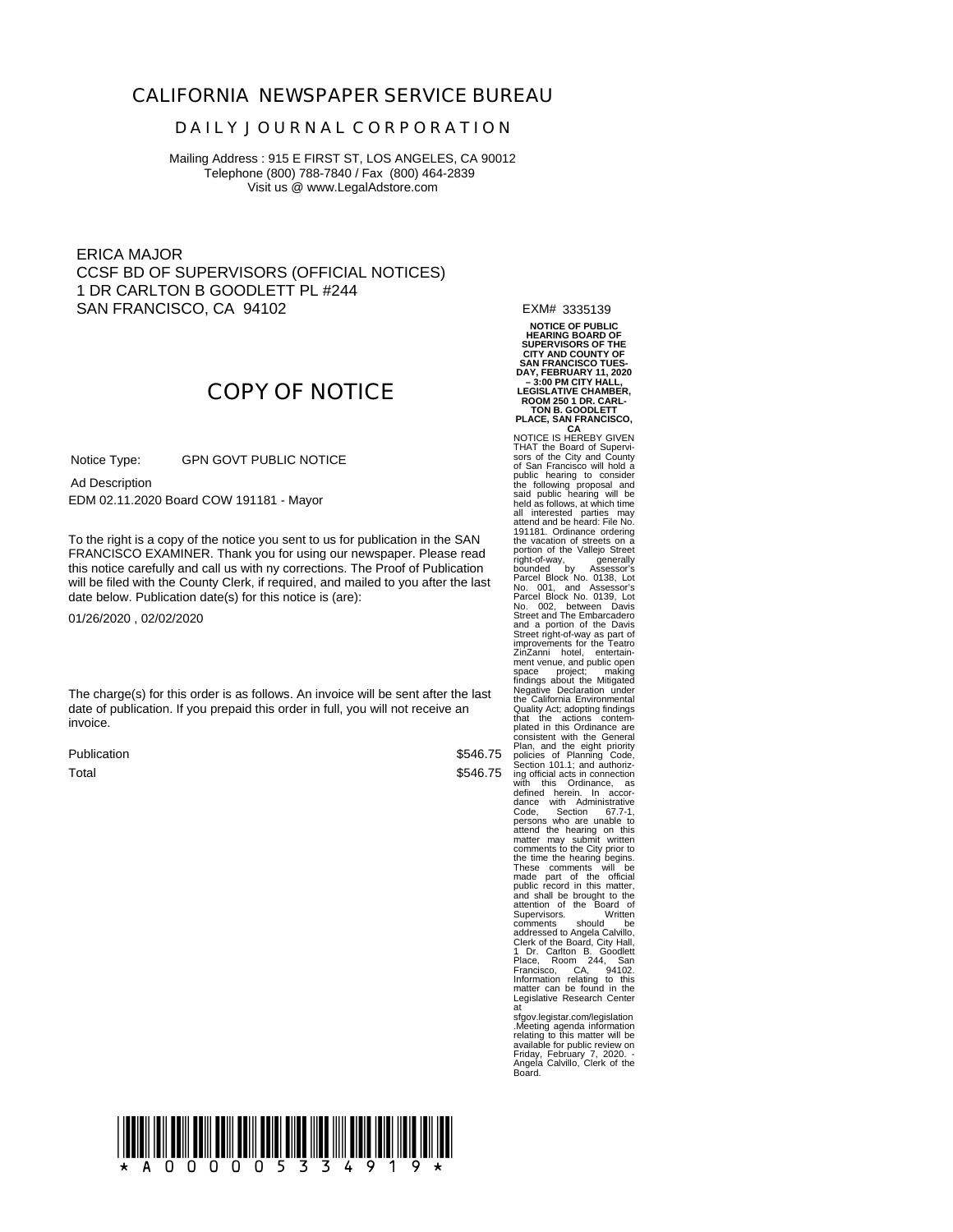# CALIFORNIA NEWSPAPER SERVICE BUREAU

## DAILY JOURNAL CORPORATION

Mailing Address : 915 E FIRST ST, LOS ANGELES, CA 90012
Telephone (800) 788-7840 / Fax (800) 464-2839
Visit us @ www.LegalAdstore.com

ERICA MAJOR
CCSF BD OF SUPERVISORS (OFFICIAL NOTICES)
1 DR CARLTON B GOODLETT PL #244
SAN FRANCISCO, CA 94102

EXM# 3335139

## COPY OF NOTICE

Notice Type: GPN GOVT PUBLIC NOTICE

Ad Description

EDM 02.11.2020 Board COW 191181 - Mayor

To the right is a copy of the notice you sent to us for publication in the SAN FRANCISCO EXAMINER. Thank you for using our newspaper. Please read this notice carefully and call us with ny corrections. The Proof of Publication will be filed with the County Clerk, if required, and mailed to you after the last date below. Publication date(s) for this notice is (are):

01/26/2020 , 02/02/2020

The charge(s) for this order is as follows. An invoice will be sent after the last date of publication. If you prepaid this order in full, you will not receive an invoice.

| | |
|---|---|
| Publication | $546.75 |
| Total | $546.75 |

**NOTICE OF PUBLIC HEARING BOARD OF SUPERVISORS OF THE CITY AND COUNTY OF SAN FRANCISCO TUESDAY, FEBRUARY 11, 2020 – 3:00 PM CITY HALL, LEGISLATIVE CHAMBER, ROOM 250 1 DR. CARLTON B. GOODLETT PLACE, SAN FRANCISCO, CA**

NOTICE IS HEREBY GIVEN THAT the Board of Supervisors of the City and County of San Francisco will hold a public hearing to consider the following proposal and said public hearing will be held as follows, at which time all interested parties may attend and be heard: File No. 191181. Ordinance ordering the vacation of streets on a portion of the Vallejo Street right-of-way, generally bounded by Assessor's Parcel Block No. 0138, Lot No. 001, and Assessor's Parcel Block No. 0139, Lot No. 002, between Davis Street and The Embarcadero and a portion of the Davis Street right-of-way as part of improvements for the Teatro ZinZanni hotel, entertainment venue, and public open space project; making findings about the Mitigated Negative Declaration under the California Environmental Quality Act; adopting findings that the actions contemplated in this Ordinance are consistent with the General Plan, and the eight priority policies of Planning Code, Section 101.1; and authorizing official acts in connection with this Ordinance, as defined herein. In accordance with Administrative Code, Section 67.7-1, persons who are unable to attend the hearing on this matter may submit written comments to the City prior to the time the hearing begins. These comments will be made part of the official public record in this matter, and shall be brought to the attention of the Board of Supervisors. Written comments should be addressed to Angela Calvillo, Clerk of the Board, City Hall, 1 Dr. Carlton B. Goodlett Place, Room 244, San Francisco, CA, 94102. Information relating to this matter can be found in the Legislative Research Center at sfgov.legistar.com/legislation .Meeting agenda information relating to this matter will be available for public review on Friday, February 7, 2020. - Angela Calvillo, Clerk of the Board.

\* A 0 0 0 0 0 5 3 3 4 9 1 9 \*